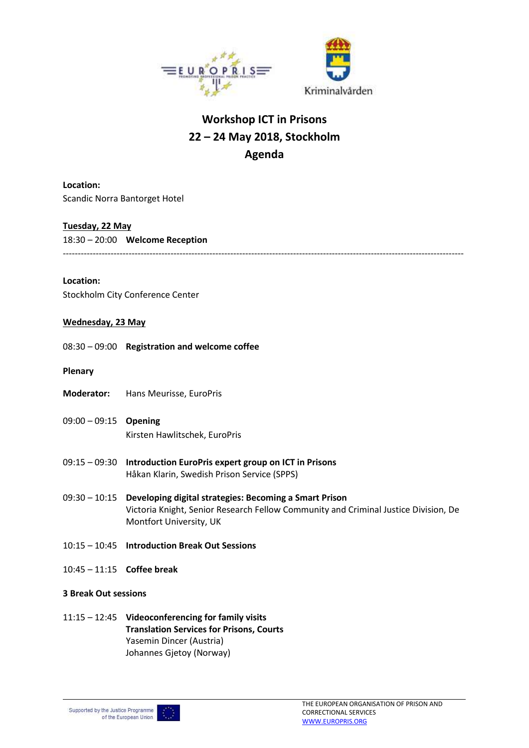# Workshop ICT in Prisons
## 22 – 24 May 2018, Stockholm
## Agenda

**Location:**
Scandic Norra Bantorget Hotel

**Tuesday, 22 May**

18:30 – 20:00 **Welcome Reception**

---

**Location:**
Stockholm City Conference Center

**Wednesday, 23 May**

08:30 – 09:00 **Registration and welcome coffee**

**Plenary**

**Moderator:** Hans Meurisse, EuroPris

09:00 – 09:15 **Opening**
Kirsten Hawlitschek, EuroPris

09:15 – 09:30 **Introduction EuroPris expert group on ICT in Prisons**
Håkan Klarin, Swedish Prison Service (SPPS)

09:30 – 10:15 **Developing digital strategies: Becoming a Smart Prison**
Victoria Knight, Senior Research Fellow Community and Criminal Justice Division, De Montfort University, UK

10:15 – 10:45 **Introduction Break Out Sessions**

10:45 – 11:15 **Coffee break**

**3 Break Out sessions**

11:15 – 12:45 **Videoconferencing for family visits**
**Translation Services for Prisons, Courts**
Yasemin Dincer (Austria)
Johannes Gjetoy (Norway)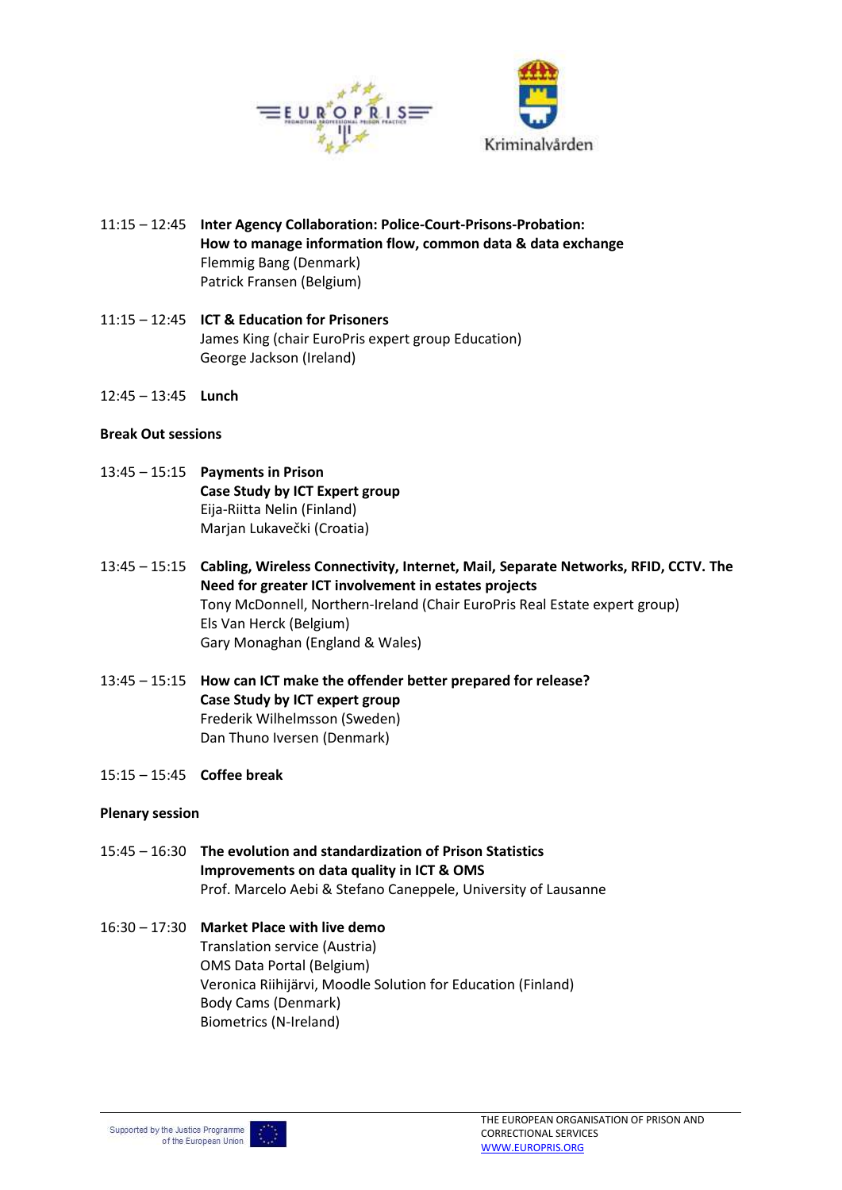11:15 – 12:45 **Inter Agency Collaboration: Police-Court-Prisons-Probation: How to manage information flow, common data & data exchange**
Flemmig Bang (Denmark)
Patrick Fransen (Belgium)

11:15 – 12:45 **ICT & Education for Prisoners**
James King (chair EuroPris expert group Education)
George Jackson (Ireland)

12:45 – 13:45 **Lunch**

**Break Out sessions**

13:45 – 15:15 **Payments in Prison**
**Case Study by ICT Expert group**
Eija-Riitta Nelin (Finland)
Marjan Lukavečki (Croatia)

13:45 – 15:15 **Cabling, Wireless Connectivity, Internet, Mail, Separate Networks, RFID, CCTV. The Need for greater ICT involvement in estates projects**
Tony McDonnell, Northern-Ireland (Chair EuroPris Real Estate expert group)
Els Van Herck (Belgium)
Gary Monaghan (England & Wales)

13:45 – 15:15 **How can ICT make the offender better prepared for release?**
**Case Study by ICT expert group**
Frederik Wilhelmsson (Sweden)
Dan Thuno Iversen (Denmark)

15:15 – 15:45 **Coffee break**

**Plenary session**

15:45 – 16:30 **The evolution and standardization of Prison Statistics**
**Improvements on data quality in ICT & OMS**
Prof. Marcelo Aebi & Stefano Caneppele, University of Lausanne

16:30 – 17:30 **Market Place with live demo**
Translation service (Austria)
OMS Data Portal (Belgium)
Veronica Riihijärvi, Moodle Solution for Education (Finland)
Body Cams (Denmark)
Biometrics (N-Ireland)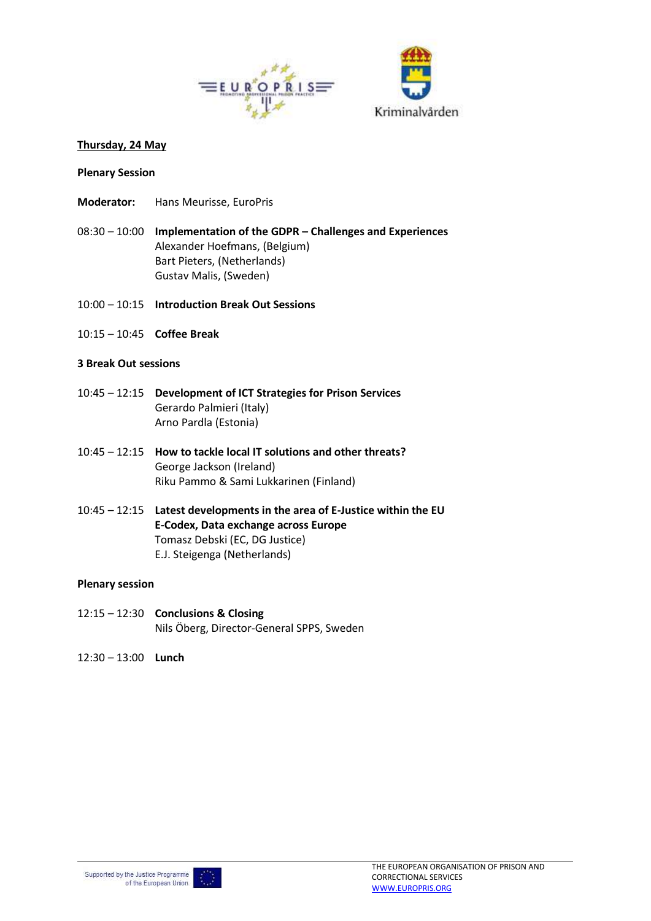**Thursday, 24 May**

**Plenary Session**

**Moderator:** Hans Meurisse, EuroPris

08:30 – 10:00 **Implementation of the GDPR – Challenges and Experiences**
Alexander Hoefmans, (Belgium)
Bart Pieters, (Netherlands)
Gustav Malis, (Sweden)

10:00 – 10:15 **Introduction Break Out Sessions**

10:15 – 10:45 **Coffee Break**

**3 Break Out sessions**

10:45 – 12:15 **Development of ICT Strategies for Prison Services**
Gerardo Palmieri (Italy)
Arno Pardla (Estonia)

10:45 – 12:15 **How to tackle local IT solutions and other threats?**
George Jackson (Ireland)
Riku Pammo & Sami Lukkarinen (Finland)

10:45 – 12:15 **Latest developments in the area of E-Justice within the EU**
**E-Codex, Data exchange across Europe**
Tomasz Debski (EC, DG Justice)
E.J. Steigenga (Netherlands)

**Plenary session**

12:15 – 12:30 **Conclusions & Closing**
Nils Öberg, Director-General SPPS, Sweden

12:30 – 13:00 **Lunch**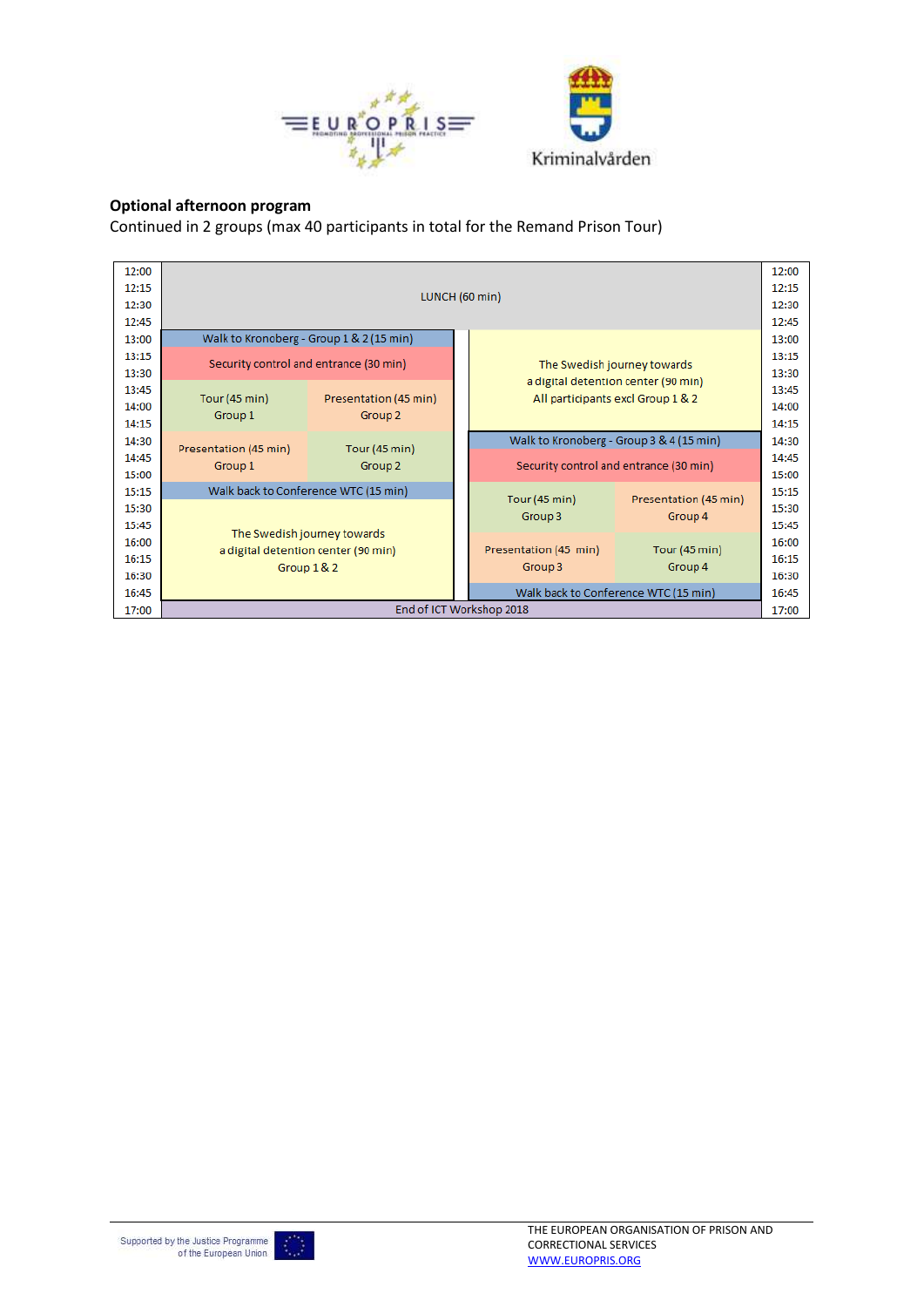**Optional afternoon program**

Continued in 2 groups (max 40 participants in total for the Remand Prison Tour)

| | | | | | |
|---|---|---|---|---|---|
| 12:00 | LUNCH (60 min) | | | | 12:00 |
| 12:15 | | | | | 12:15 |
| 12:30 | | | | | 12:30 |
| 12:45 | | | | | 12:45 |
| 13:00 | Walk to Kronoberg - Group 1 & 2 (15 min) | | The Swedish journey towards a digital detention center (90 min) All participants excl Group 1 & 2 | | 13:00 |
| 13:15 | Security control and entrance (30 min) | | | | 13:15 |
| 13:30 | | | | | 13:30 |
| 13:45 | Tour (45 min) Group 1 | Presentation (45 min) Group 2 | | | 13:45 |
| 14:00 | | | | | 14:00 |
| 14:15 | | | | | 14:15 |
| 14:30 | Presentation (45 min) Group 1 | Tour (45 min) Group 2 | Walk to Kronoberg - Group 3 & 4 (15 min) | | 14:30 |
| 14:45 | | | Security control and entrance (30 min) | | 14:45 |
| 15:00 | | | | | 15:00 |
| 15:15 | Walk back to Conference WTC (15 min) | | Tour (45 min) Group 3 | Presentation (45 min) Group 4 | 15:15 |
| 15:30 | The Swedish journey towards a digital detention center (90 min) Group 1 & 2 | | | | 15:30 |
| 15:45 | | | | | 15:45 |
| 16:00 | | | Presentation (45 min) Group 3 | Tour (45 min) Group 4 | 16:00 |
| 16:15 | | | | | 16:15 |
| 16:30 | | | | | 16:30 |
| 16:45 | | | Walk back to Conference WTC (15 min) | | 16:45 |
| 17:00 | End of ICT Workshop 2018 | | | | 17:00 |

Supported by the Justice Programme of the European Union

THE EUROPEAN ORGANISATION OF PRISON AND CORRECTIONAL SERVICES
WWW.EUROPRIS.ORG